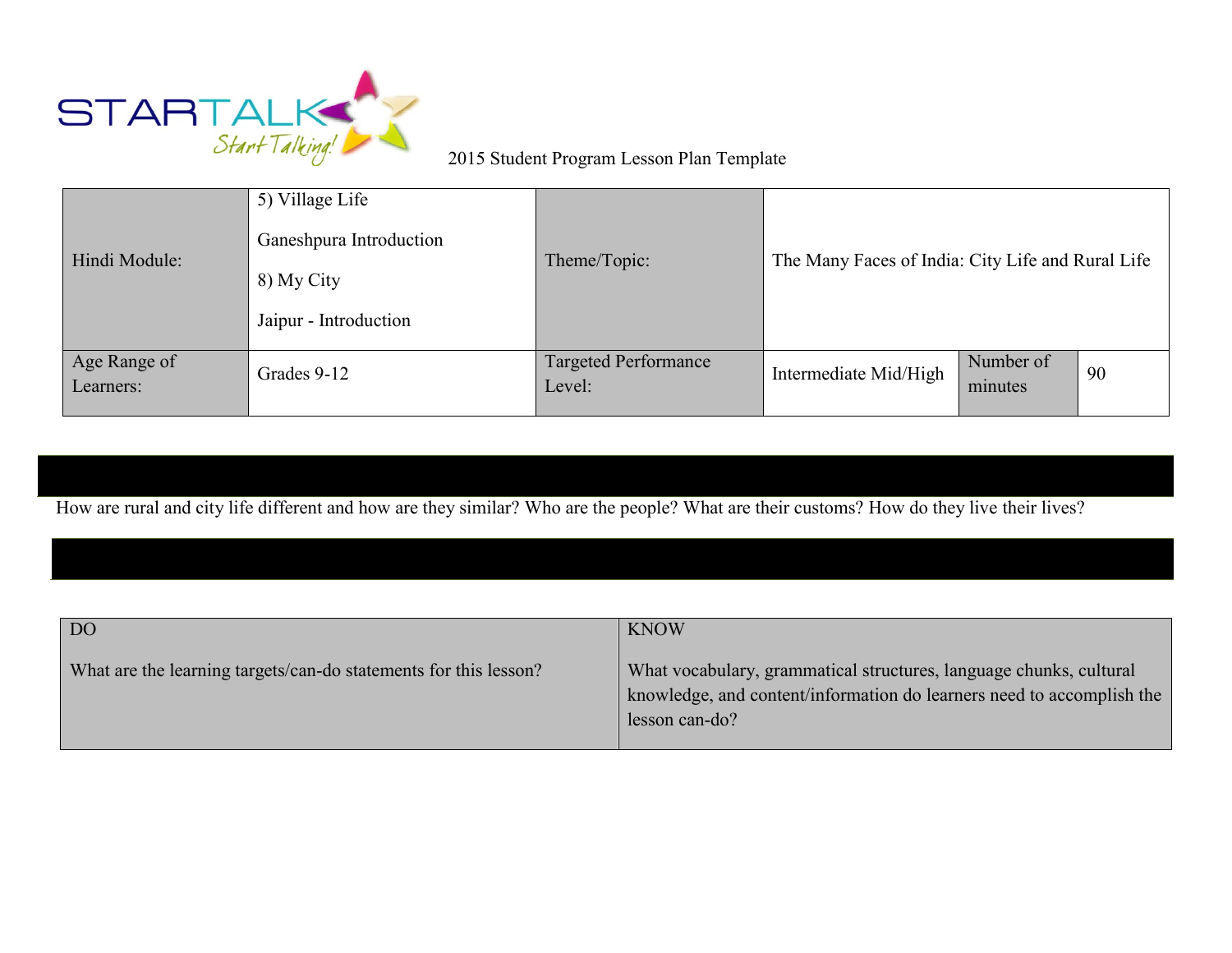2015 Student Program Lesson Plan Template

| Hindi Module: | 5) Village Life<br><br>Ganeshpura Introduction<br><br>8) My City<br><br>Jaipur - Introduction | Theme/Topic: | The Many Faces of India: City Life and Rural Life | | |
|---|---|---|---|---|---|
| Age Range of Learners: | Grades 9-12 | Targeted Performance Level: | Intermediate Mid/High | Number of minutes | 90 |

How are rural and city life different and how are they similar? Who are the people? What are their customs? How do they live their lives?

| DO<br><br>What are the learning targets/can-do statements for this lesson? | KNOW<br><br>What vocabulary, grammatical structures, language chunks, cultural knowledge, and content/information do learners need to accomplish the lesson can-do? |
|---|---|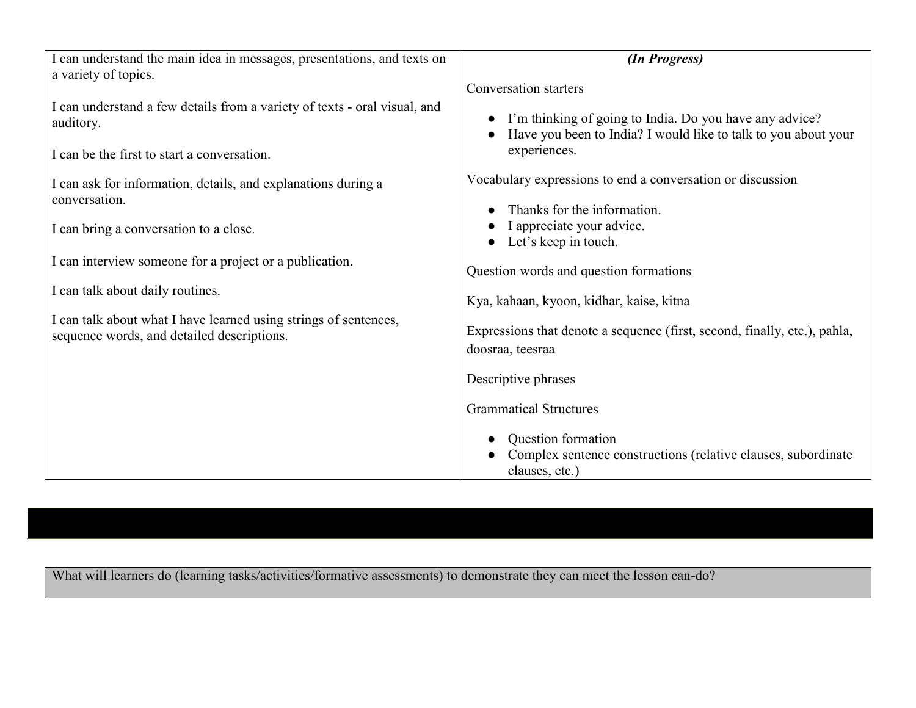| I can understand the main idea in messages, presentations, and texts on a variety of topics.<br><br>I can understand a few details from a variety of texts - oral visual, and auditory.<br><br>I can be the first to start a conversation.<br><br>I can ask for information, details, and explanations during a conversation.<br><br>I can bring a conversation to a close.<br><br>I can interview someone for a project or a publication.<br><br>I can talk about daily routines.<br><br>I can talk about what I have learned using strings of sentences, sequence words, and detailed descriptions. | ***(In Progress)***<br><br>Conversation starters<br>● I'm thinking of going to India. Do you have any advice?<br>● Have you been to India? I would like to talk to you about your experiences.<br><br>Vocabulary expressions to end a conversation or discussion<br>● Thanks for the information.<br>● I appreciate your advice.<br>● Let's keep in touch.<br><br>Question words and question formations<br><br>Kya, kahaan, kyoon, kidhar, kaise, kitna<br><br>Expressions that denote a sequence (first, second, finally, etc.), pahla, doosraa, teesraa<br><br>Descriptive phrases<br><br>Grammatical Structures<br>● Question formation<br>● Complex sentence constructions (relative clauses, subordinate clauses, etc.) |
|---|---|

| What will learners do (learning tasks/activities/formative assessments) to demonstrate they can meet the lesson can-do? |
|---|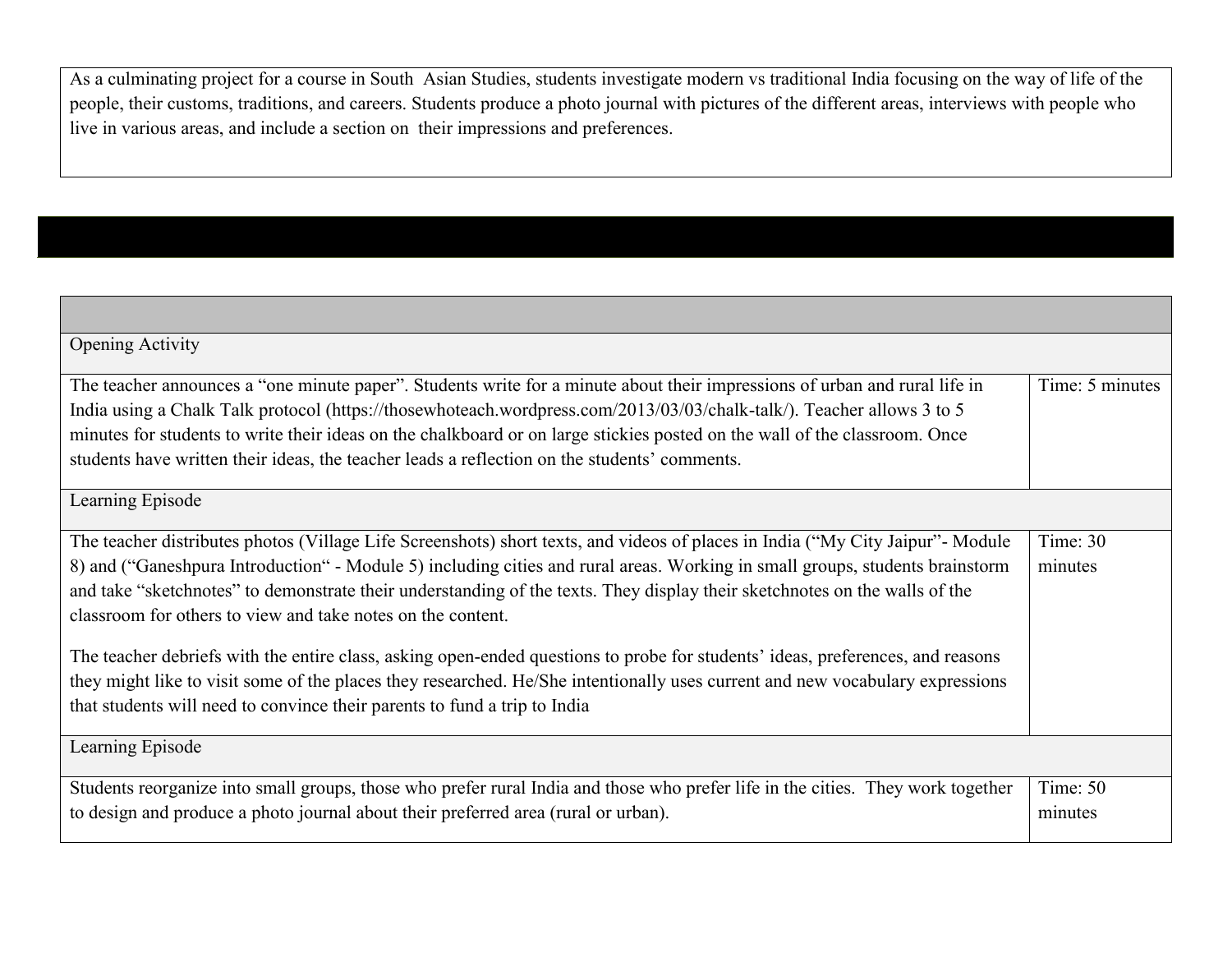| As a culminating project for a course in South Asian Studies, students investigate modern vs traditional India focusing on the way of life of the people, their customs, traditions, and careers. Students produce a photo journal with pictures of the different areas, interviews with people who live in various areas, and include a section on their impressions and preferences. |
|---|

| | |
|---|---|
| Opening Activity | |
| The teacher announces a "one minute paper". Students write for a minute about their impressions of urban and rural life in India using a Chalk Talk protocol (https://thosewhoteach.wordpress.com/2013/03/03/chalk-talk/). Teacher allows 3 to 5 minutes for students to write their ideas on the chalkboard or on large stickies posted on the wall of the classroom. Once students have written their ideas, the teacher leads a reflection on the students' comments. | Time: 5 minutes |
| Learning Episode | |
| The teacher distributes photos (Village Life Screenshots) short texts, and videos of places in India ("My City Jaipur"- Module 8) and ("Ganeshpura Introduction" - Module 5) including cities and rural areas. Working in small groups, students brainstorm and take "sketchnotes" to demonstrate their understanding of the texts. They display their sketchnotes on the walls of the classroom for others to view and take notes on the content.<br><br>The teacher debriefs with the entire class, asking open-ended questions to probe for students' ideas, preferences, and reasons they might like to visit some of the places they researched. He/She intentionally uses current and new vocabulary expressions that students will need to convince their parents to fund a trip to India | Time: 30 minutes |
| Learning Episode | |
| Students reorganize into small groups, those who prefer rural India and those who prefer life in the cities. They work together to design and produce a photo journal about their preferred area (rural or urban). | Time: 50 minutes |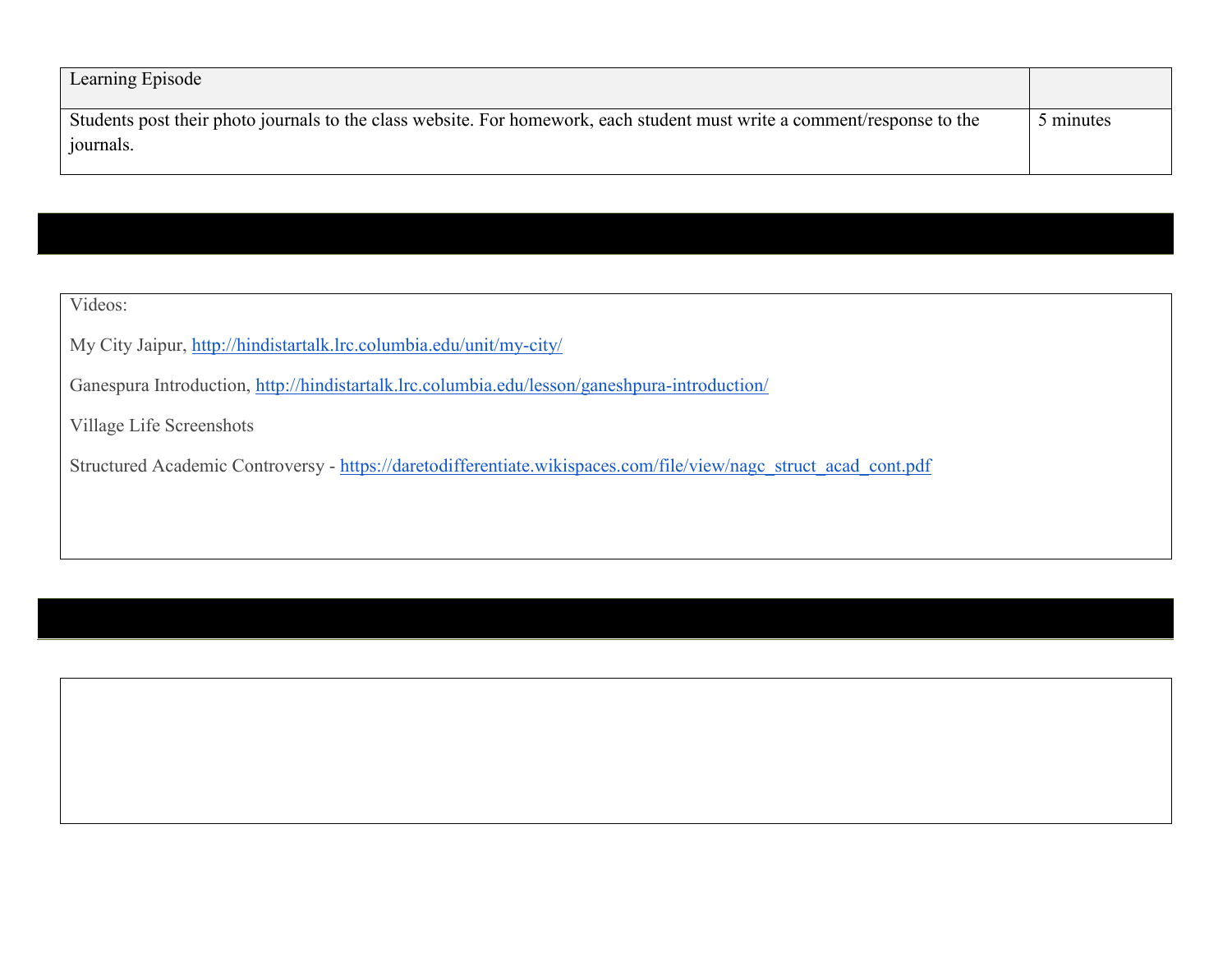| Learning Episode | |
|---|---|
| Students post their photo journals to the class website. For homework, each student must write a comment/response to the journals. | 5 minutes |

Videos:

My City Jaipur, http://hindistartalk.lrc.columbia.edu/unit/my-city/

Ganespura Introduction, http://hindistartalk.lrc.columbia.edu/lesson/ganeshpura-introduction/

Village Life Screenshots

Structured Academic Controversy - https://daretodifferentiate.wikispaces.com/file/view/nagc_struct_acad_cont.pdf